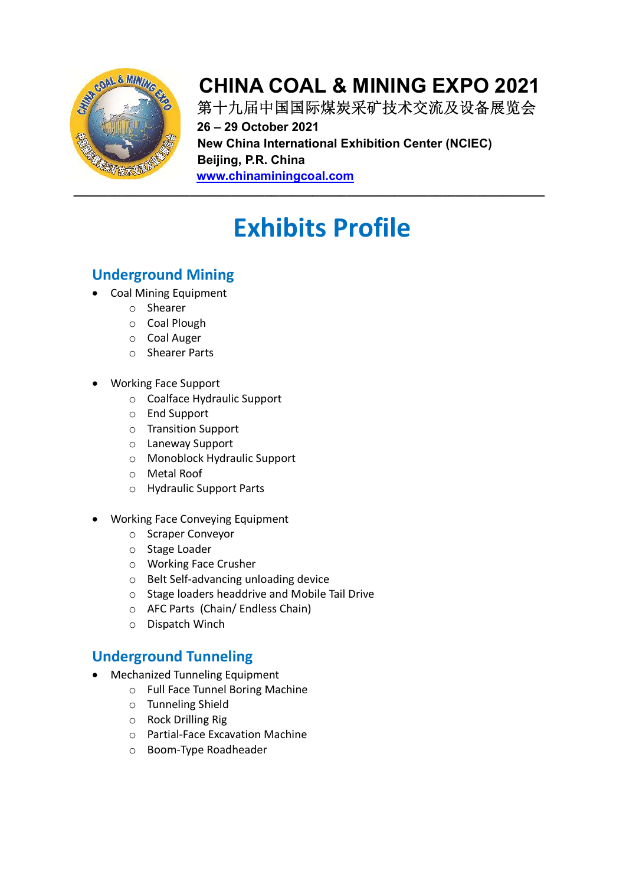# CHINA COAL & MINING EXPO 2021

第十九届中国国际煤炭采矿技术交流及设备展览会

**26 – 29 October 2021**

**New China International Exhibition Center (NCIEC)**

**Beijing, P.R. China**

**www.chinaminingcoal.com**

---

# Exhibits Profile

## Underground Mining

- Coal Mining Equipment
  - Shearer
  - Coal Plough
  - Coal Auger
  - Shearer Parts

- Working Face Support
  - Coalface Hydraulic Support
  - End Support
  - Transition Support
  - Laneway Support
  - Monoblock Hydraulic Support
  - Metal Roof
  - Hydraulic Support Parts

- Working Face Conveying Equipment
  - Scraper Conveyor
  - Stage Loader
  - Working Face Crusher
  - Belt Self-advancing unloading device
  - Stage loaders headdrive and Mobile Tail Drive
  - AFC Parts (Chain/ Endless Chain)
  - Dispatch Winch

## Underground Tunneling

- Mechanized Tunneling Equipment
  - Full Face Tunnel Boring Machine
  - Tunneling Shield
  - Rock Drilling Rig
  - Partial-Face Excavation Machine
  - Boom-Type Roadheader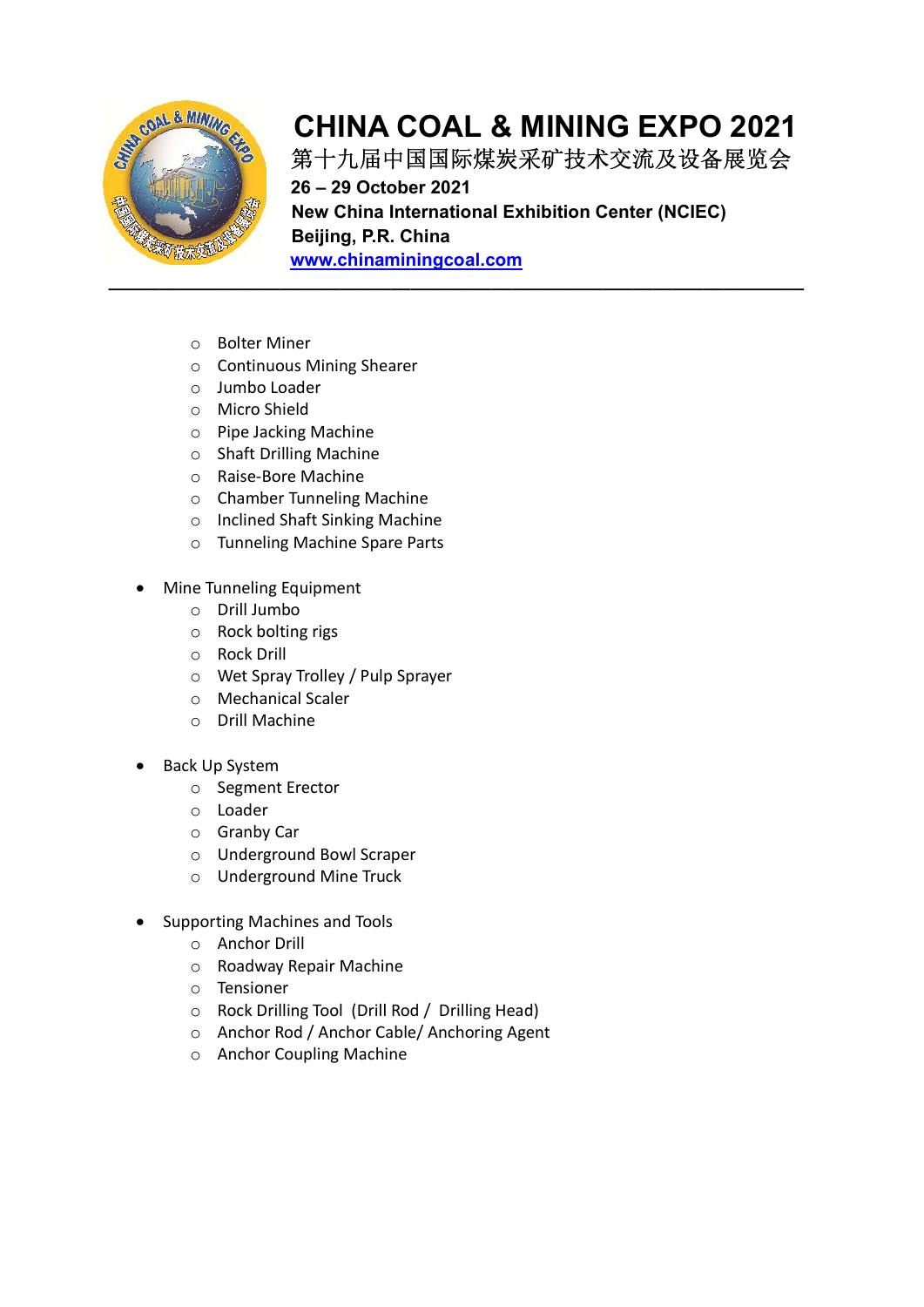- Bolter Miner
    - Continuous Mining Shearer
    - Jumbo Loader
    - Micro Shield
    - Pipe Jacking Machine
    - Shaft Drilling Machine
    - Raise-Bore Machine
    - Chamber Tunneling Machine
    - Inclined Shaft Sinking Machine
    - Tunneling Machine Spare Parts

- Mine Tunneling Equipment
    - Drill Jumbo
    - Rock bolting rigs
    - Rock Drill
    - Wet Spray Trolley / Pulp Sprayer
    - Mechanical Scaler
    - Drill Machine

- Back Up System
    - Segment Erector
    - Loader
    - Granby Car
    - Underground Bowl Scraper
    - Underground Mine Truck

- Supporting Machines and Tools
    - Anchor Drill
    - Roadway Repair Machine
    - Tensioner
    - Rock Drilling Tool (Drill Rod / Drilling Head)
    - Anchor Rod / Anchor Cable/ Anchoring Agent
    - Anchor Coupling Machine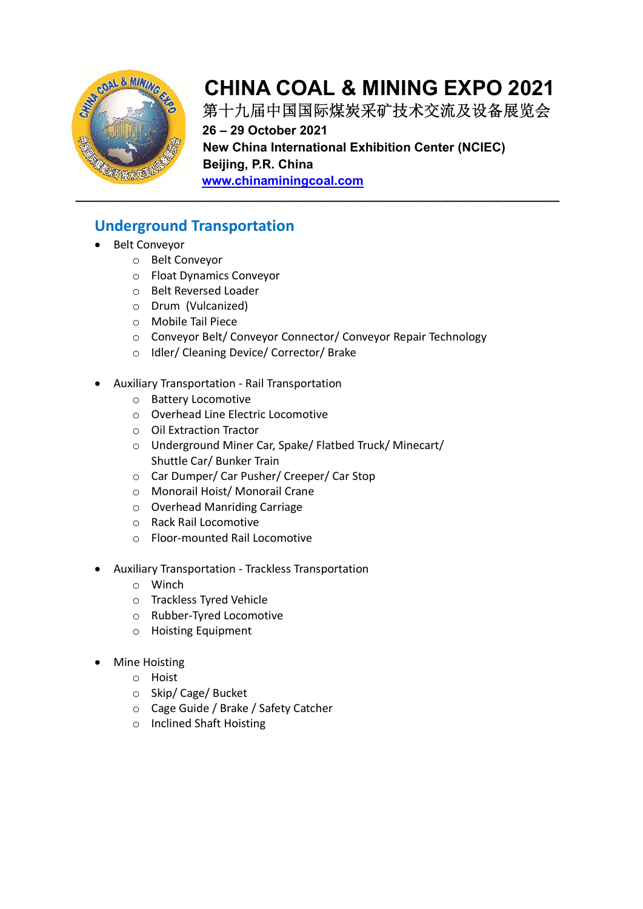# CHINA COAL & MINING EXPO 2021

第十九届中国国际煤炭采矿技术交流及设备展览会

**26 – 29 October 2021**

**New China International Exhibition Center (NCIEC)**

**Beijing, P.R. China**

**www.chinaminingcoal.com**

---

## Underground Transportation

- Belt Conveyor
  - Belt Conveyor
  - Float Dynamics Conveyor
  - Belt Reversed Loader
  - Drum (Vulcanized)
  - Mobile Tail Piece
  - Conveyor Belt/ Conveyor Connector/ Conveyor Repair Technology
  - Idler/ Cleaning Device/ Corrector/ Brake

- Auxiliary Transportation - Rail Transportation
  - Battery Locomotive
  - Overhead Line Electric Locomotive
  - Oil Extraction Tractor
  - Underground Miner Car, Spake/ Flatbed Truck/ Minecart/ Shuttle Car/ Bunker Train
  - Car Dumper/ Car Pusher/ Creeper/ Car Stop
  - Monorail Hoist/ Monorail Crane
  - Overhead Manriding Carriage
  - Rack Rail Locomotive
  - Floor-mounted Rail Locomotive

- Auxiliary Transportation - Trackless Transportation
  - Winch
  - Trackless Tyred Vehicle
  - Rubber-Tyred Locomotive
  - Hoisting Equipment

- Mine Hoisting
  - Hoist
  - Skip/ Cage/ Bucket
  - Cage Guide / Brake / Safety Catcher
  - Inclined Shaft Hoisting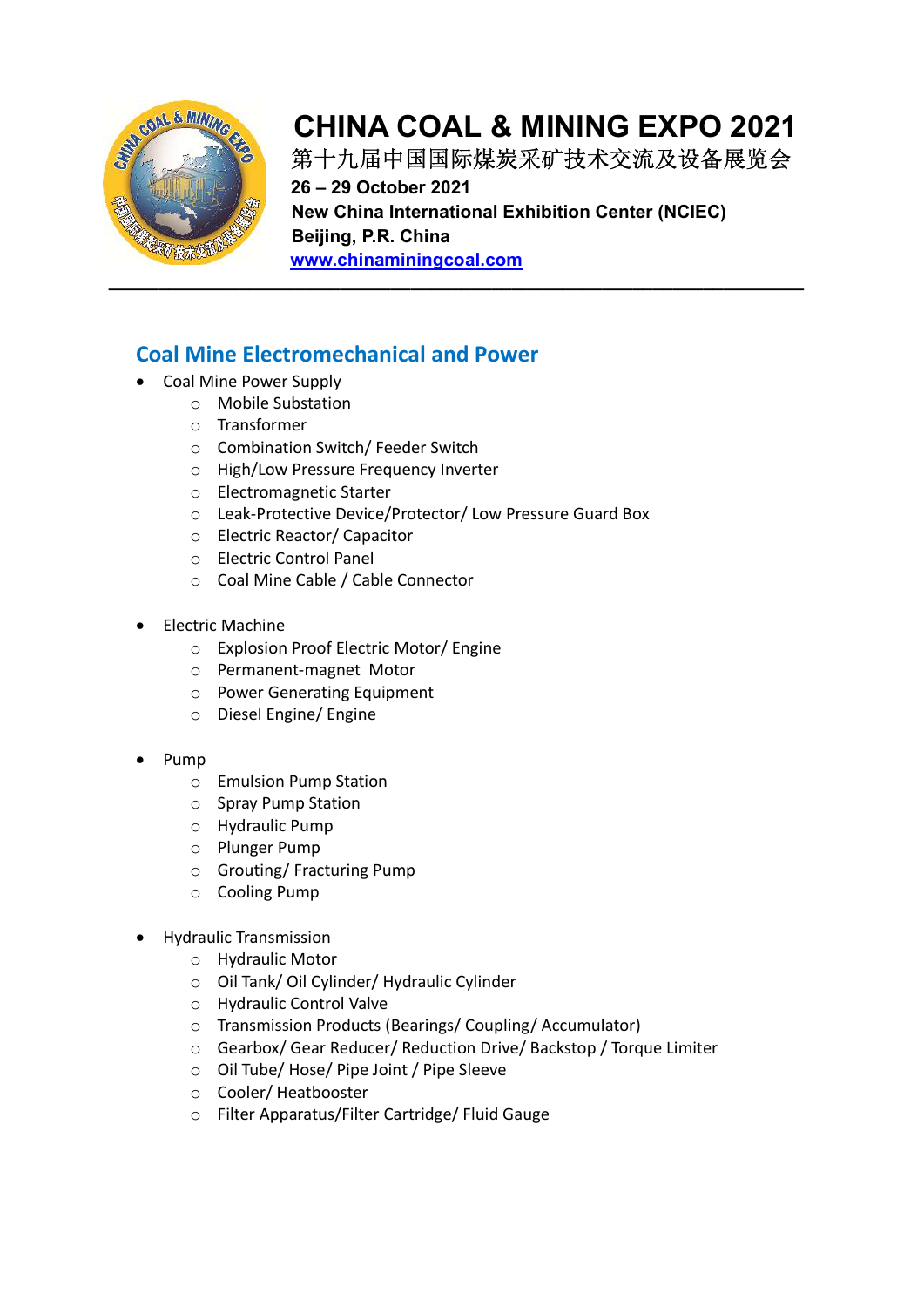# CHINA COAL & MINING EXPO 2021

第十九届中国国际煤炭采矿技术交流及设备展览会

**26 – 29 October 2021**

**New China International Exhibition Center (NCIEC)**

**Beijing, P.R. China**

**www.chinaminingcoal.com**

---

## Coal Mine Electromechanical and Power

- Coal Mine Power Supply
  - Mobile Substation
  - Transformer
  - Combination Switch/ Feeder Switch
  - High/Low Pressure Frequency Inverter
  - Electromagnetic Starter
  - Leak-Protective Device/Protector/ Low Pressure Guard Box
  - Electric Reactor/ Capacitor
  - Electric Control Panel
  - Coal Mine Cable / Cable Connector

- Electric Machine
  - Explosion Proof Electric Motor/ Engine
  - Permanent-magnet Motor
  - Power Generating Equipment
  - Diesel Engine/ Engine

- Pump
  - Emulsion Pump Station
  - Spray Pump Station
  - Hydraulic Pump
  - Plunger Pump
  - Grouting/ Fracturing Pump
  - Cooling Pump

- Hydraulic Transmission
  - Hydraulic Motor
  - Oil Tank/ Oil Cylinder/ Hydraulic Cylinder
  - Hydraulic Control Valve
  - Transmission Products (Bearings/ Coupling/ Accumulator)
  - Gearbox/ Gear Reducer/ Reduction Drive/ Backstop / Torque Limiter
  - Oil Tube/ Hose/ Pipe Joint / Pipe Sleeve
  - Cooler/ Heatbooster
  - Filter Apparatus/Filter Cartridge/ Fluid Gauge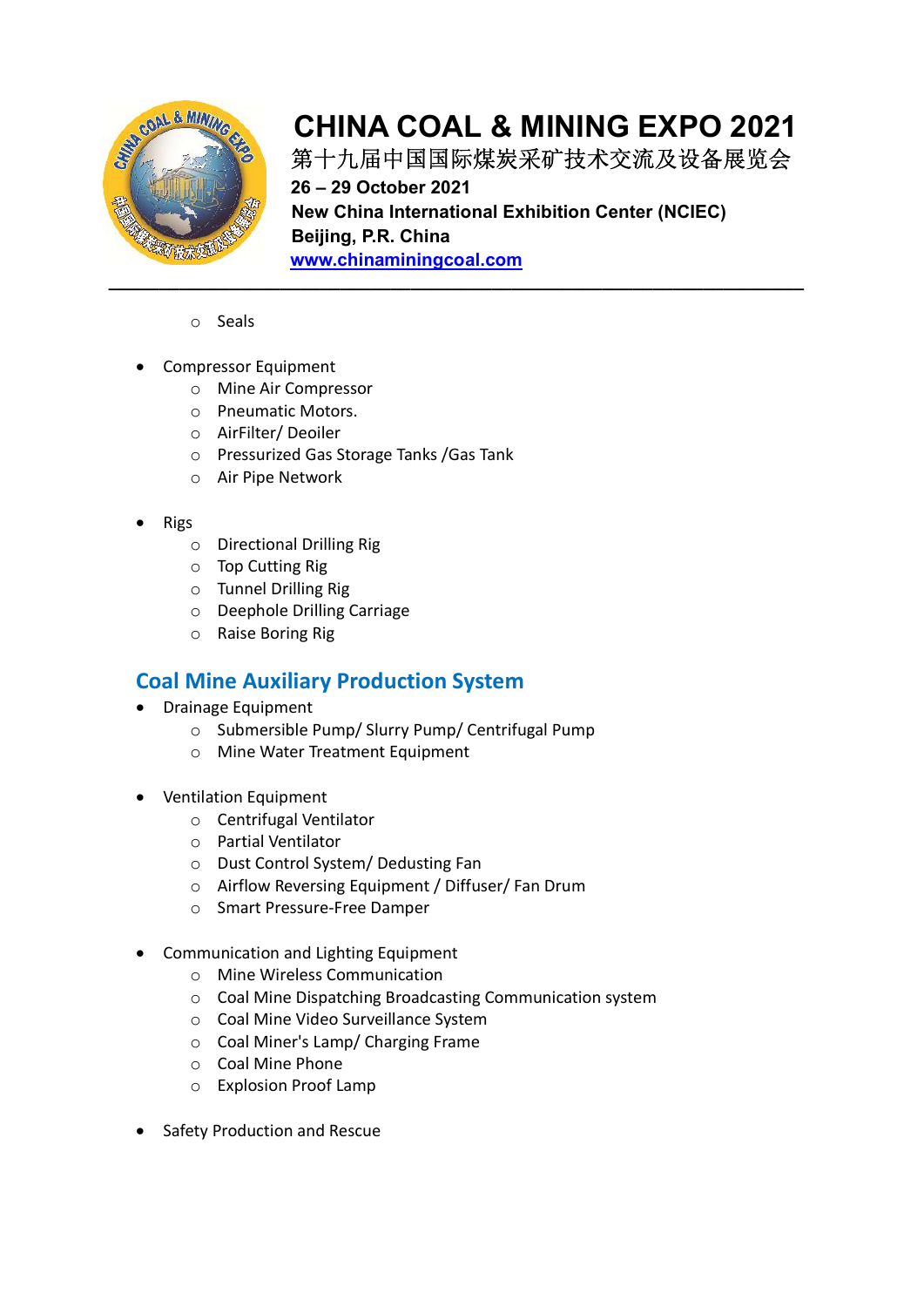- Seals

- Compressor Equipment
  - Mine Air Compressor
  - Pneumatic Motors.
  - AirFilter/ Deoiler
  - Pressurized Gas Storage Tanks /Gas Tank
  - Air Pipe Network

- Rigs
  - Directional Drilling Rig
  - Top Cutting Rig
  - Tunnel Drilling Rig
  - Deephole Drilling Carriage
  - Raise Boring Rig

## Coal Mine Auxiliary Production System

- Drainage Equipment
  - Submersible Pump/ Slurry Pump/ Centrifugal Pump
  - Mine Water Treatment Equipment

- Ventilation Equipment
  - Centrifugal Ventilator
  - Partial Ventilator
  - Dust Control System/ Dedusting Fan
  - Airflow Reversing Equipment / Diffuser/ Fan Drum
  - Smart Pressure-Free Damper

- Communication and Lighting Equipment
  - Mine Wireless Communication
  - Coal Mine Dispatching Broadcasting Communication system
  - Coal Mine Video Surveillance System
  - Coal Miner's Lamp/ Charging Frame
  - Coal Mine Phone
  - Explosion Proof Lamp

- Safety Production and Rescue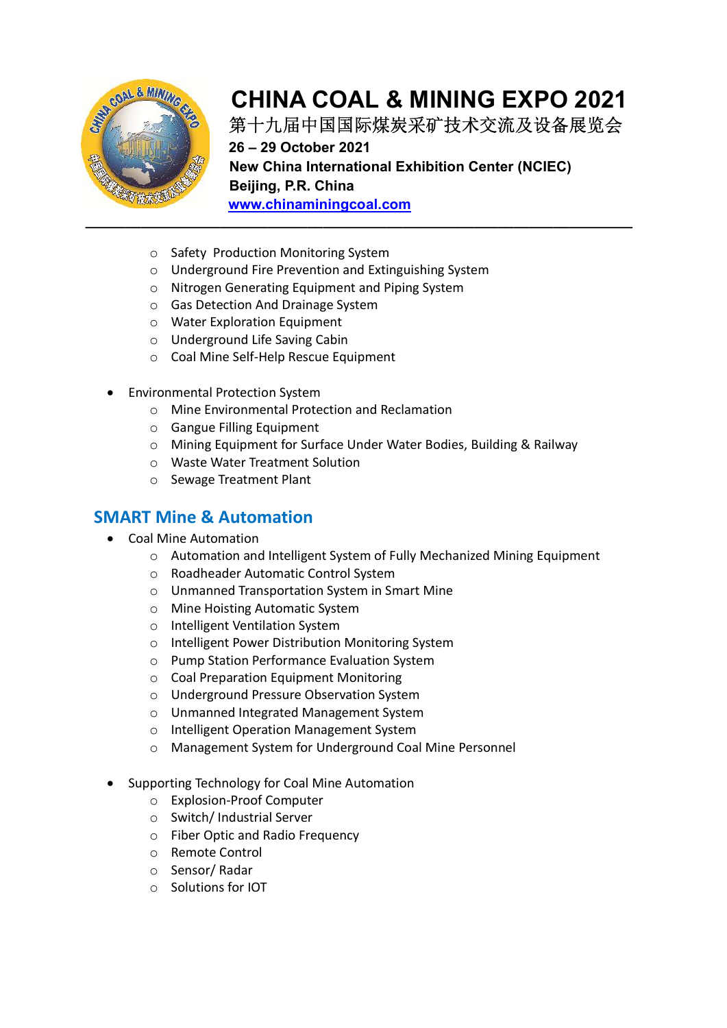- Safety  Production Monitoring System
    - Underground Fire Prevention and Extinguishing System
    - Nitrogen Generating Equipment and Piping System
    - Gas Detection And Drainage System
    - Water Exploration Equipment
    - Underground Life Saving Cabin
    - Coal Mine Self-Help Rescue Equipment

- Environmental Protection System
    - Mine Environmental Protection and Reclamation
    - Gangue Filling Equipment
    - Mining Equipment for Surface Under Water Bodies, Building & Railway
    - Waste Water Treatment Solution
    - Sewage Treatment Plant

## SMART Mine & Automation

- Coal Mine Automation
    - Automation and Intelligent System of Fully Mechanized Mining Equipment
    - Roadheader Automatic Control System
    - Unmanned Transportation System in Smart Mine
    - Mine Hoisting Automatic System
    - Intelligent Ventilation System
    - Intelligent Power Distribution Monitoring System
    - Pump Station Performance Evaluation System
    - Coal Preparation Equipment Monitoring
    - Underground Pressure Observation System
    - Unmanned Integrated Management System
    - Intelligent Operation Management System
    - Management System for Underground Coal Mine Personnel

- Supporting Technology for Coal Mine Automation
    - Explosion-Proof Computer
    - Switch/ Industrial Server
    - Fiber Optic and Radio Frequency
    - Remote Control
    - Sensor/ Radar
    - Solutions for IOT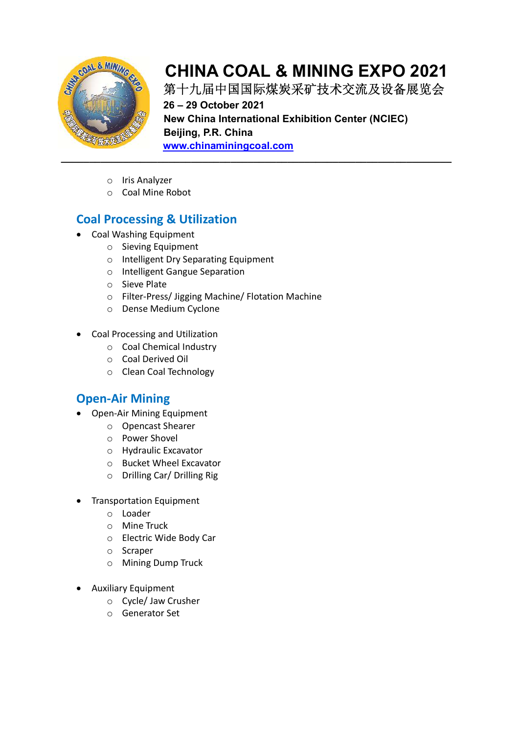- Iris Analyzer
- Coal Mine Robot

## Coal Processing & Utilization

- Coal Washing Equipment
  - Sieving Equipment
  - Intelligent Dry Separating Equipment
  - Intelligent Gangue Separation
  - Sieve Plate
  - Filter-Press/ Jigging Machine/ Flotation Machine
  - Dense Medium Cyclone

- Coal Processing and Utilization
  - Coal Chemical Industry
  - Coal Derived Oil
  - Clean Coal Technology

## Open-Air Mining

- Open-Air Mining Equipment
  - Opencast Shearer
  - Power Shovel
  - Hydraulic Excavator
  - Bucket Wheel Excavator
  - Drilling Car/ Drilling Rig

- Transportation Equipment
  - Loader
  - Mine Truck
  - Electric Wide Body Car
  - Scraper
  - Mining Dump Truck

- Auxiliary Equipment
  - Cycle/ Jaw Crusher
  - Generator Set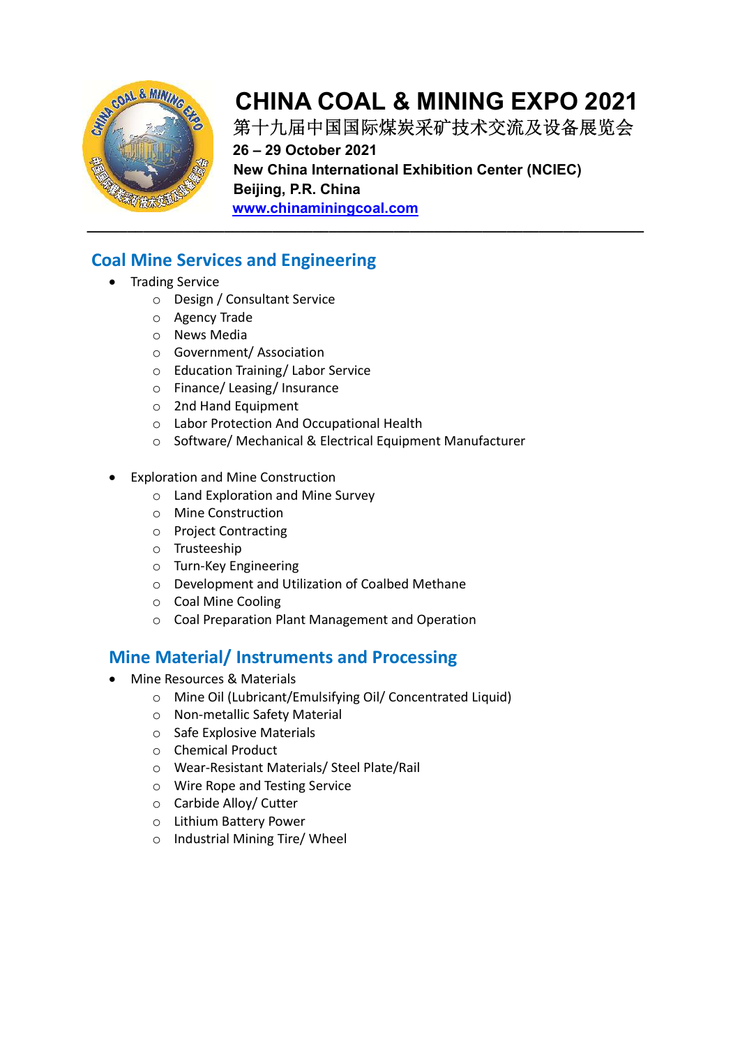# CHINA COAL & MINING EXPO 2021

第十九届中国国际煤炭采矿技术交流及设备展览会

**26 – 29 October 2021**

**New China International Exhibition Center (NCIEC)**

**Beijing, P.R. China**

**www.chinaminingcoal.com**

---

## Coal Mine Services and Engineering

- Trading Service
  - Design / Consultant Service
  - Agency Trade
  - News Media
  - Government/ Association
  - Education Training/ Labor Service
  - Finance/ Leasing/ Insurance
  - 2nd Hand Equipment
  - Labor Protection And Occupational Health
  - Software/ Mechanical & Electrical Equipment Manufacturer

- Exploration and Mine Construction
  - Land Exploration and Mine Survey
  - Mine Construction
  - Project Contracting
  - Trusteeship
  - Turn-Key Engineering
  - Development and Utilization of Coalbed Methane
  - Coal Mine Cooling
  - Coal Preparation Plant Management and Operation

## Mine Material/ Instruments and Processing

- Mine Resources & Materials
  - Mine Oil (Lubricant/Emulsifying Oil/ Concentrated Liquid)
  - Non-metallic Safety Material
  - Safe Explosive Materials
  - Chemical Product
  - Wear-Resistant Materials/ Steel Plate/Rail
  - Wire Rope and Testing Service
  - Carbide Alloy/ Cutter
  - Lithium Battery Power
  - Industrial Mining Tire/ Wheel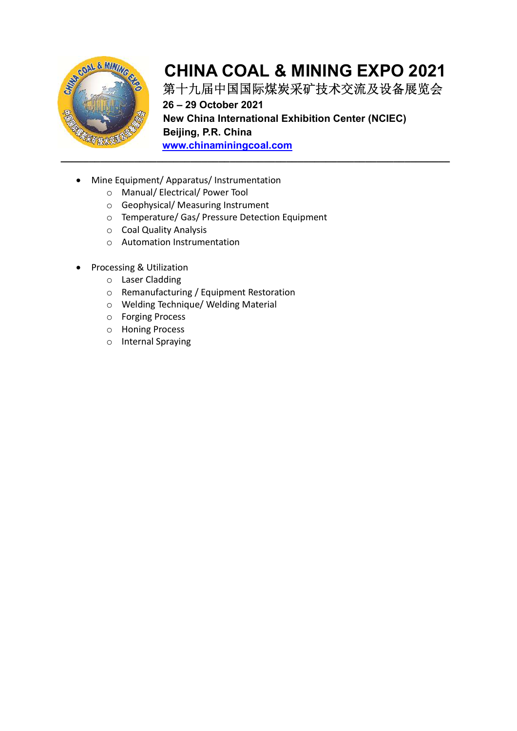# CHINA COAL & MINING EXPO 2021

第十九届中国国际煤炭采矿技术交流及设备展览会

**26 – 29 October 2021**

**New China International Exhibition Center (NCIEC)**

**Beijing, P.R. China**

**www.chinaminingcoal.com**

---

- Mine Equipment/ Apparatus/ Instrumentation
    - Manual/ Electrical/ Power Tool
    - Geophysical/ Measuring Instrument
    - Temperature/ Gas/ Pressure Detection Equipment
    - Coal Quality Analysis
    - Automation Instrumentation

- Processing & Utilization
    - Laser Cladding
    - Remanufacturing / Equipment Restoration
    - Welding Technique/ Welding Material
    - Forging Process
    - Honing Process
    - Internal Spraying